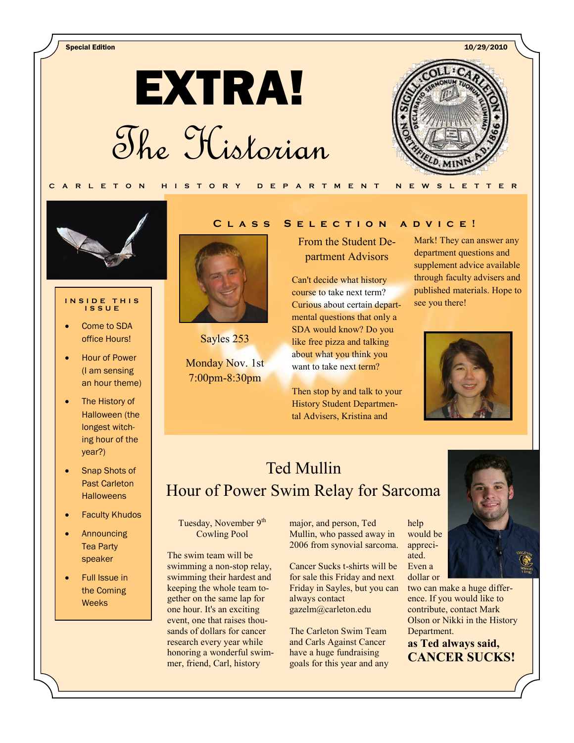Special Edition

10/29/2010

# EXTRA!

# The Historian

CARLETON HISTORY DEPARTMENT NEWSLETTER

**INSIDE THIS ISSUE**

- Come to SDA office Hours!
- Hour of Power (I am sensing an hour theme)
- The History of Halloween (the longest witching hour of the year?)
- Snap Shots of Past Carleton Halloweens
- Faculty Khudos
- Announcing Tea Party speaker
- Full Issue in the Coming Weeks

## Class Selection advice!

Sayles 253

Monday Nov. 1st
7:00pm-8:30pm

From the Student Department Advisors

Can't decide what history course to take next term? Curious about certain departmental questions that only a SDA would know? Do you like free pizza and talking about what you think you want to take next term?

Then stop by and talk to your History Student Departmental Advisers, Kristina and Mark! They can answer any department questions and supplement advice available through faculty advisers and published materials. Hope to see you there!

## Ted Mullin Hour of Power Swim Relay for Sarcoma

Tuesday, November 9th
Cowling Pool

The swim team will be swimming a non-stop relay, swimming their hardest and keeping the whole team together on the same lap for one hour. It's an exciting event, one that raises thousands of dollars for cancer research every year while honoring a wonderful swimmer, friend, Carl, history major, and person, Ted Mullin, who passed away in 2006 from synovial sarcoma.

Cancer Sucks t-shirts will be for sale this Friday and next Friday in Sayles, but you can always contact gazelm@carleton.edu

The Carleton Swim Team and Carls Against Cancer have a huge fundraising goals for this year and any help would be appreciated. Even a dollar or two can make a huge difference. If you would like to contribute, contact Mark Olson or Nikki in the History Department.

**as Ted always said, CANCER SUCKS!**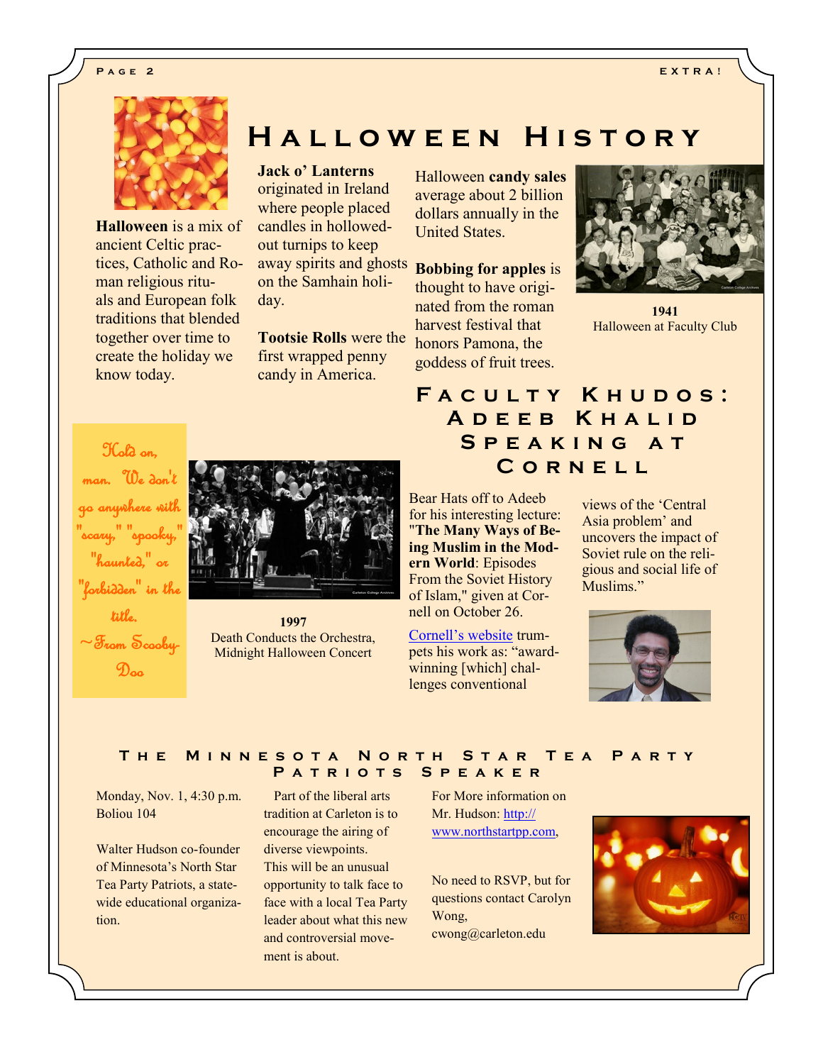# Halloween History

**Halloween** is a mix of ancient Celtic practices, Catholic and Roman religious rituals and European folk traditions that blended together over time to create the holiday we know today.

**Jack o' Lanterns** originated in Ireland where people placed candles in hollowed-out turnips to keep away spirits and ghosts on the Samhain holiday.

**Tootsie Rolls** were the first wrapped penny candy in America.

Halloween **candy sales** average about 2 billion dollars annually in the United States.

**Bobbing for apples** is thought to have originated from the roman harvest festival that honors Pamona, the goddess of fruit trees.

**1941**
Halloween at Faculty Club

Hold on, man. We don't go anywhere with "scary," "spooky," "haunted," or "forbidden" in the title.
~From Scooby-Doo

**1997**
Death Conducts the Orchestra, Midnight Halloween Concert

## Faculty Khudos: Adeeb Khalid Speaking at Cornell

Bear Hats off to Adeeb for his interesting lecture: "**The Many Ways of Being Muslim in the Modern World**: Episodes From the Soviet History of Islam," given at Cornell on October 26.

Cornell's website trumpets his work as: "award-winning [which] challenges conventional views of the 'Central Asia problem' and uncovers the impact of Soviet rule on the religious and social life of Muslims."

## The Minnesota North Star Tea Party Patriots Speaker

Monday, Nov. 1, 4:30 p.m.
Boliou 104

Walter Hudson co-founder of Minnesota's North Star Tea Party Patriots, a statewide educational organization.

Part of the liberal arts tradition at Carleton is to encourage the airing of diverse viewpoints. This will be an unusual opportunity to talk face to face with a local Tea Party leader about what this new and controversial movement is about.

For More information on Mr. Hudson: http://www.northstartpp.com,

No need to RSVP, but for questions contact Carolyn Wong, cwong@carleton.edu